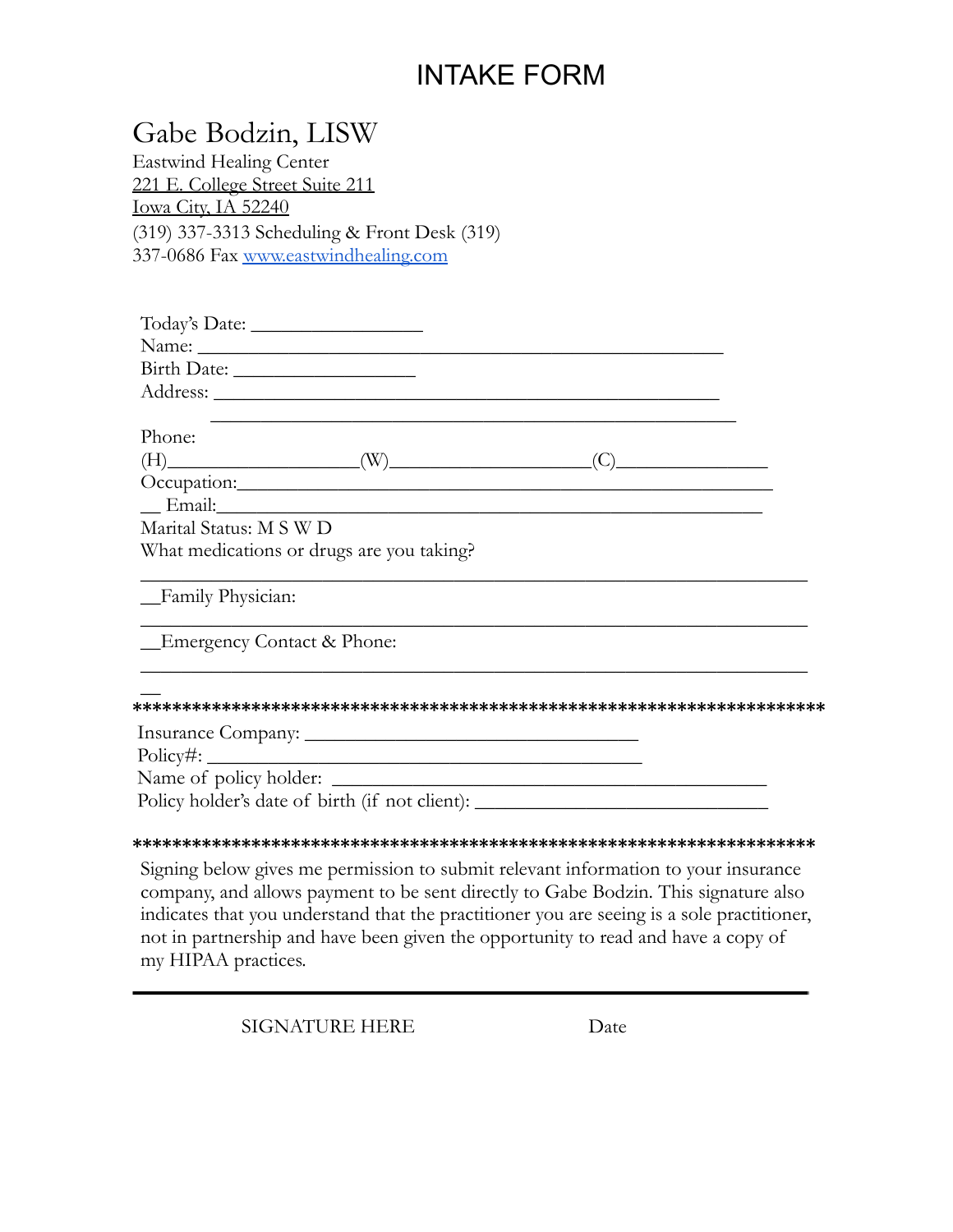# INTAKE FORM

## Gabe Bodzin, LISW

Eastwind Healing Center
221 E. College Street Suite 211
Iowa City, IA 52240
(319) 337-3313 Scheduling & Front Desk (319)
337-0686 Fax www.eastwindhealing.com

Today's Date: _________________
Name: _______________________________________________________
Birth Date: __________________
Address: _____________________________________________________
_________________________________________________________

Phone:
(H)___________________(W)___________________(C)_______________
Occupation:___________________________________________________
__ Email:______________________________________________________
Marital Status: M S W D
What medications or drugs are you taking?
_____________________________________________________________

__Family Physician:
_____________________________________________________________

__Emergency Contact & Phone:
_____________________________________________________________
__

*********************************************************************

Insurance Company: _________________________________
Policy#: ____________________________________________
Name of policy holder: _______________________________________
Policy holder's date of birth (if not client): _____________________________

*********************************************************************

Signing below gives me permission to submit relevant information to your insurance company, and allows payment to be sent directly to Gabe Bodzin. This signature also indicates that you understand that the practitioner you are seeing is a sole practitioner, not in partnership and have been given the opportunity to read and have a copy of my HIPAA practices.

_____________________________________________________________

SIGNATURE HERE                                        Date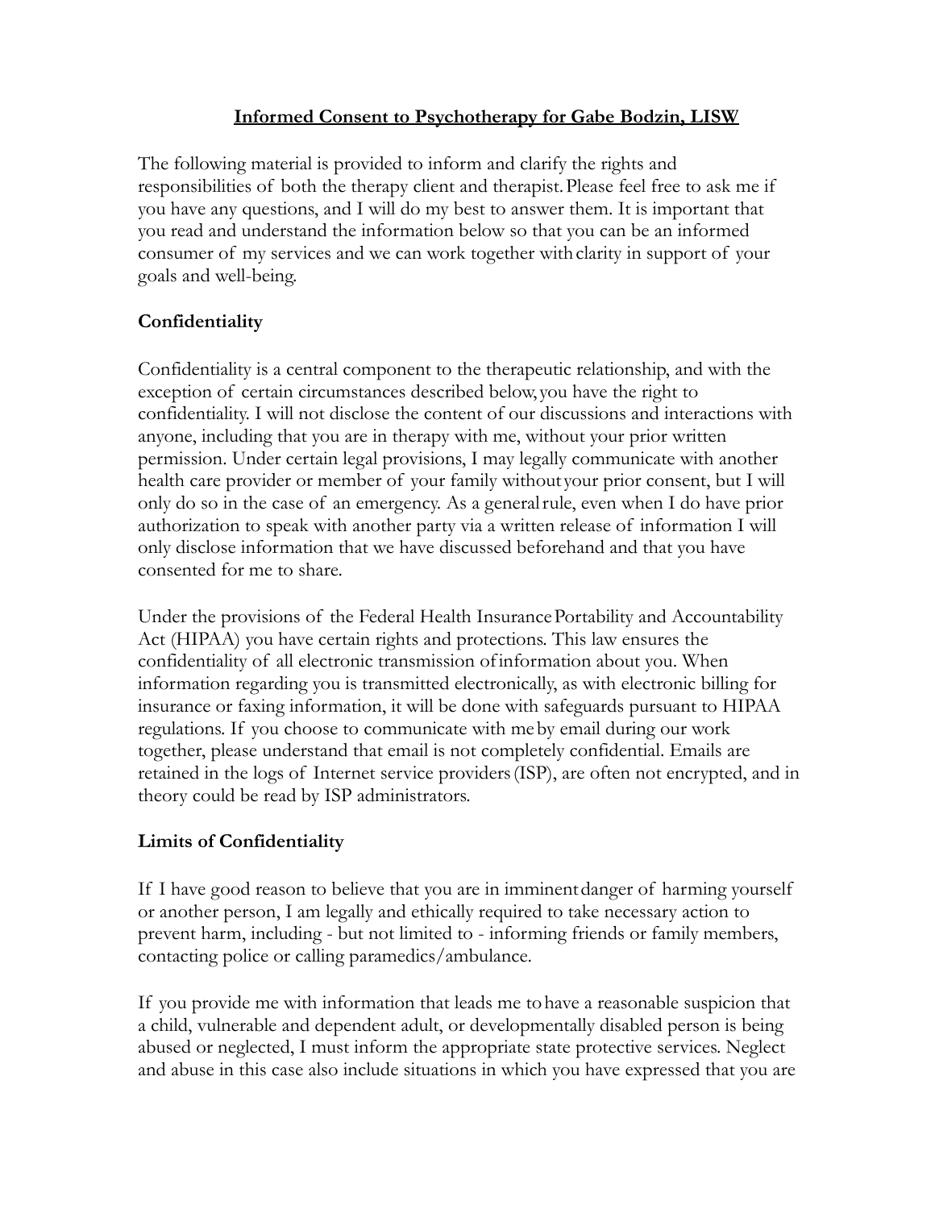## Informed Consent to Psychotherapy for Gabe Bodzin, LISW

The following material is provided to inform and clarify the rights and responsibilities of both the therapy client and therapist. Please feel free to ask me if you have any questions, and I will do my best to answer them. It is important that you read and understand the information below so that you can be an informed consumer of my services and we can work together with clarity in support of your goals and well-being.

### Confidentiality

Confidentiality is a central component to the therapeutic relationship, and with the exception of certain circumstances described below, you have the right to confidentiality. I will not disclose the content of our discussions and interactions with anyone, including that you are in therapy with me, without your prior written permission. Under certain legal provisions, I may legally communicate with another health care provider or member of your family without your prior consent, but I will only do so in the case of an emergency. As a general rule, even when I do have prior authorization to speak with another party via a written release of information I will only disclose information that we have discussed beforehand and that you have consented for me to share.

Under the provisions of the Federal Health Insurance Portability and Accountability Act (HIPAA) you have certain rights and protections. This law ensures the confidentiality of all electronic transmission of information about you. When information regarding you is transmitted electronically, as with electronic billing for insurance or faxing information, it will be done with safeguards pursuant to HIPAA regulations. If you choose to communicate with me by email during our work together, please understand that email is not completely confidential. Emails are retained in the logs of Internet service providers (ISP), are often not encrypted, and in theory could be read by ISP administrators.

### Limits of Confidentiality

If I have good reason to believe that you are in imminent danger of harming yourself or another person, I am legally and ethically required to take necessary action to prevent harm, including - but not limited to - informing friends or family members, contacting police or calling paramedics/ambulance.

If you provide me with information that leads me to have a reasonable suspicion that a child, vulnerable and dependent adult, or developmentally disabled person is being abused or neglected, I must inform the appropriate state protective services. Neglect and abuse in this case also include situations in which you have expressed that you are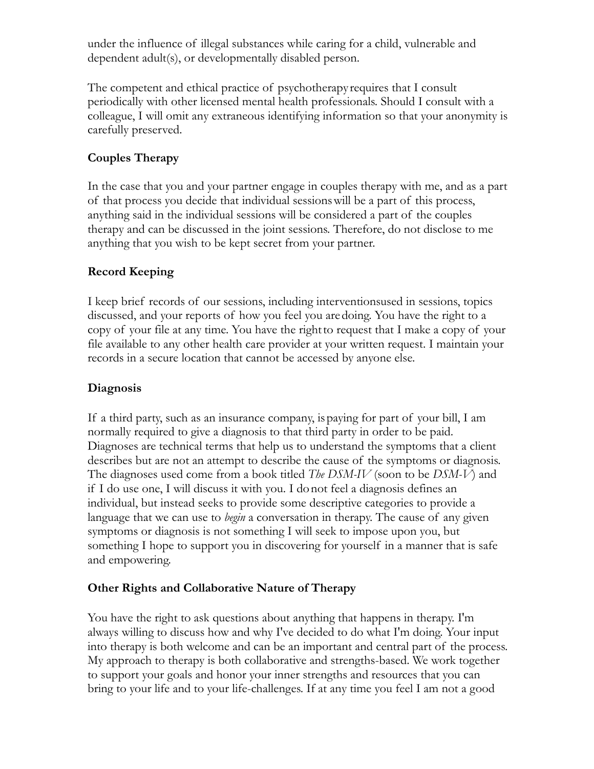under the influence of illegal substances while caring for a child, vulnerable and dependent adult(s), or developmentally disabled person.

The competent and ethical practice of psychotherapy requires that I consult periodically with other licensed mental health professionals. Should I consult with a colleague, I will omit any extraneous identifying information so that your anonymity is carefully preserved.

### Couples Therapy

In the case that you and your partner engage in couples therapy with me, and as a part of that process you decide that individual sessions will be a part of this process, anything said in the individual sessions will be considered a part of the couples therapy and can be discussed in the joint sessions. Therefore, do not disclose to me anything that you wish to be kept secret from your partner.

### Record Keeping

I keep brief records of our sessions, including interventions used in sessions, topics discussed, and your reports of how you feel you are doing. You have the right to a copy of your file at any time. You have the right to request that I make a copy of your file available to any other health care provider at your written request. I maintain your records in a secure location that cannot be accessed by anyone else.

### Diagnosis

If a third party, such as an insurance company, is paying for part of your bill, I am normally required to give a diagnosis to that third party in order to be paid. Diagnoses are technical terms that help us to understand the symptoms that a client describes but are not an attempt to describe the cause of the symptoms or diagnosis. The diagnoses used come from a book titled *The DSM-IV* (soon to be *DSM-V*) and if I do use one, I will discuss it with you. I do not feel a diagnosis defines an individual, but instead seeks to provide some descriptive categories to provide a language that we can use to *begin* a conversation in therapy. The cause of any given symptoms or diagnosis is not something I will seek to impose upon you, but something I hope to support you in discovering for yourself in a manner that is safe and empowering.

### Other Rights and Collaborative Nature of Therapy

You have the right to ask questions about anything that happens in therapy. I'm always willing to discuss how and why I've decided to do what I'm doing. Your input into therapy is both welcome and can be an important and central part of the process. My approach to therapy is both collaborative and strengths-based. We work together to support your goals and honor your inner strengths and resources that you can bring to your life and to your life-challenges. If at any time you feel I am not a good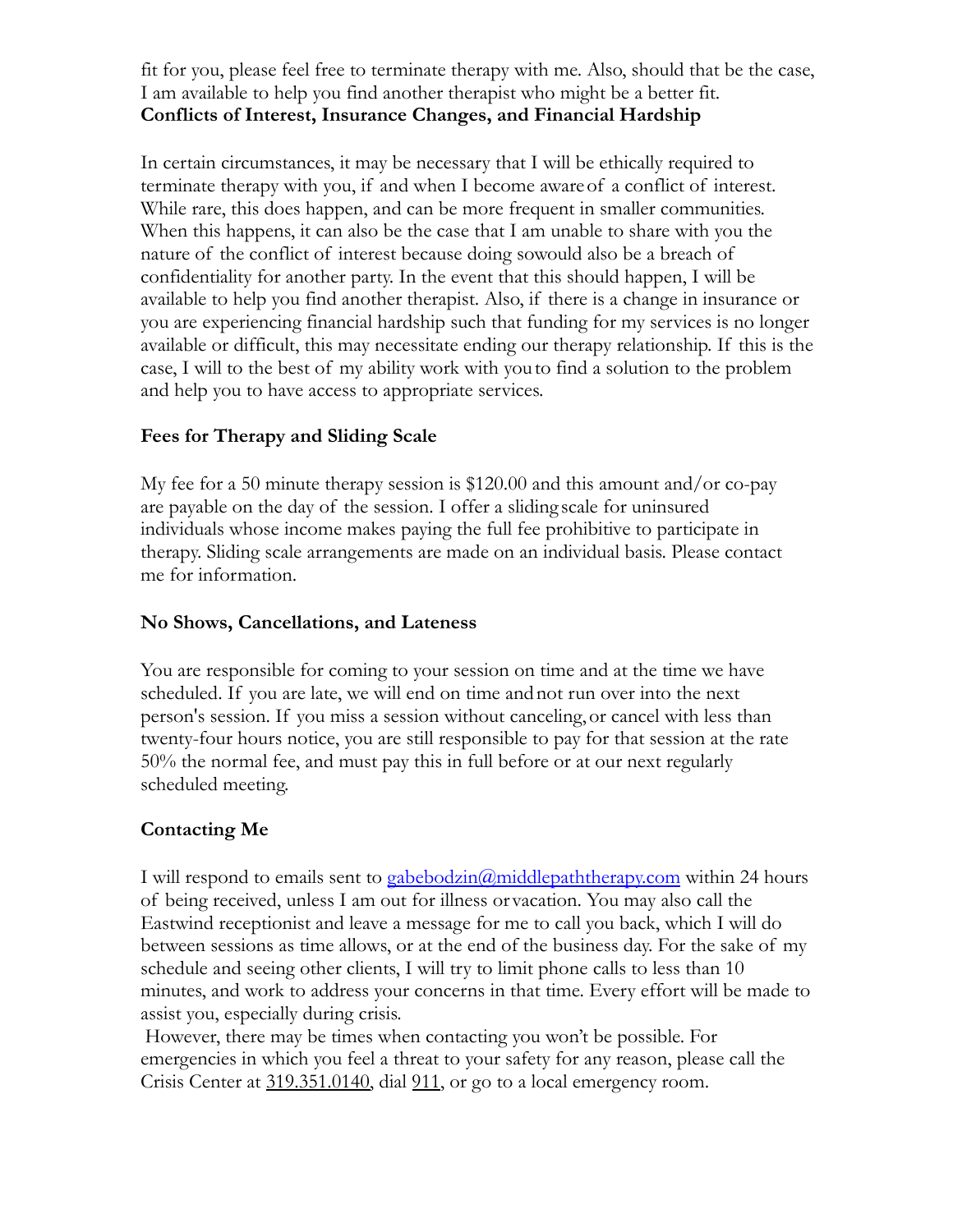fit for you, please feel free to terminate therapy with me. Also, should that be the case, I am available to help you find another therapist who might be a better fit.

**Conflicts of Interest, Insurance Changes, and Financial Hardship**

In certain circumstances, it may be necessary that I will be ethically required to terminate therapy with you, if and when I become aware of a conflict of interest. While rare, this does happen, and can be more frequent in smaller communities. When this happens, it can also be the case that I am unable to share with you the nature of the conflict of interest because doing so would also be a breach of confidentiality for another party. In the event that this should happen, I will be available to help you find another therapist. Also, if there is a change in insurance or you are experiencing financial hardship such that funding for my services is no longer available or difficult, this may necessitate ending our therapy relationship. If this is the case, I will to the best of my ability work with you to find a solution to the problem and help you to have access to appropriate services.

**Fees for Therapy and Sliding Scale**

My fee for a 50 minute therapy session is $120.00 and this amount and/or co-pay are payable on the day of the session. I offer a sliding scale for uninsured individuals whose income makes paying the full fee prohibitive to participate in therapy. Sliding scale arrangements are made on an individual basis. Please contact me for information.

**No Shows, Cancellations, and Lateness**

You are responsible for coming to your session on time and at the time we have scheduled. If you are late, we will end on time and not run over into the next person's session. If you miss a session without canceling, or cancel with less than twenty-four hours notice, you are still responsible to pay for that session at the rate 50% the normal fee, and must pay this in full before or at our next regularly scheduled meeting.

**Contacting Me**

I will respond to emails sent to gabebodzin@middlepaththerapy.com within 24 hours of being received, unless I am out for illness or vacation. You may also call the Eastwind receptionist and leave a message for me to call you back, which I will do between sessions as time allows, or at the end of the business day. For the sake of my schedule and seeing other clients, I will try to limit phone calls to less than 10 minutes, and work to address your concerns in that time. Every effort will be made to assist you, especially during crisis.

However, there may be times when contacting you won't be possible. For emergencies in which you feel a threat to your safety for any reason, please call the Crisis Center at 319.351.0140, dial 911, or go to a local emergency room.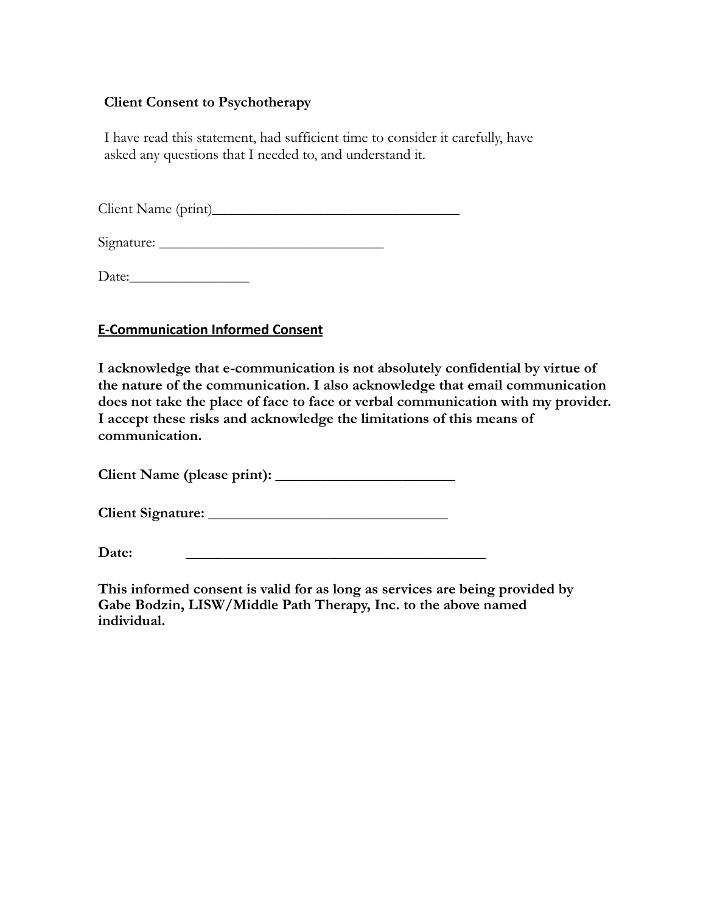**Client Consent to Psychotherapy**

I have read this statement, had sufficient time to consider it carefully, have asked any questions that I needed to, and understand it.

Client Name (print)_________________________________

Signature: ______________________________

Date:________________

**E-Communication Informed Consent**

**I acknowledge that e-communication is not absolutely confidential by virtue of the nature of the communication. I also acknowledge that email communication does not take the place of face to face or verbal communication with my provider. I accept these risks and acknowledge the limitations of this means of communication.**

**Client Name (please print): ________________________**

**Client Signature: ________________________________**

**Date: ________________________________________**

**This informed consent is valid for as long as services are being provided by Gabe Bodzin, LISW/Middle Path Therapy, Inc. to the above named individual.**